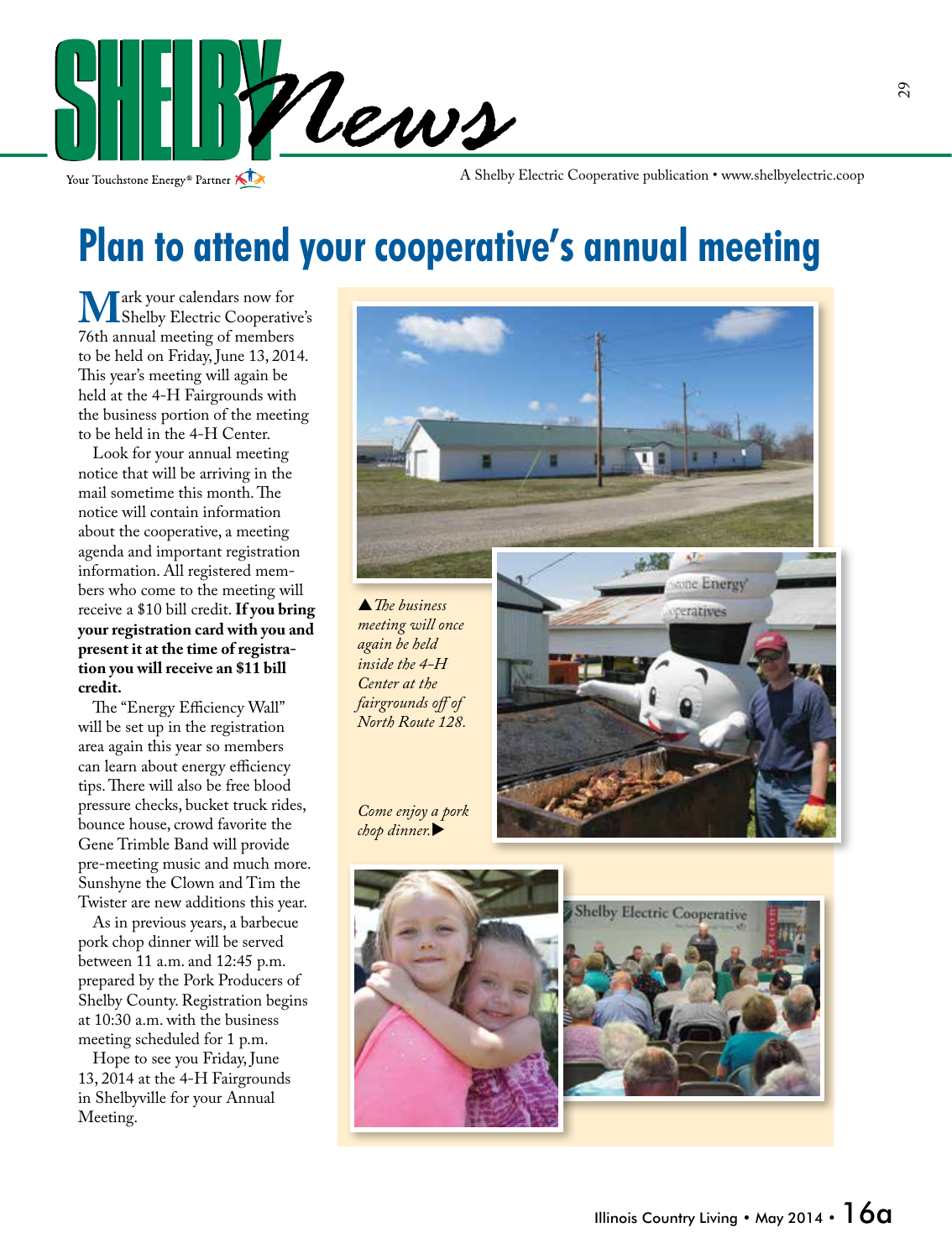# SHELBY News

Your Touchstone Energy® Partner

A Shelby Electric Cooperative publication • www.shelbyelectric.coop

## Plan to attend your cooperative's annual meeting

Mark your calendars now for Shelby Electric Cooperative's 76th annual meeting of members to be held on Friday, June 13, 2014. This year's meeting will again be held at the 4-H Fairgrounds with the business portion of the meeting to be held in the 4-H Center.

Look for your annual meeting notice that will be arriving in the mail sometime this month. The notice will contain information about the cooperative, a meeting agenda and important registration information. All registered members who come to the meeting will receive a $10 bill credit. **If you bring your registration card with you and present it at the time of registration you will receive an $11 bill credit.**

The "Energy Efficiency Wall" will be set up in the registration area again this year so members can learn about energy efficiency tips. There will also be free blood pressure checks, bucket truck rides, bounce house, crowd favorite the Gene Trimble Band will provide pre-meeting music and much more. Sunshyne the Clown and Tim the Twister are new additions this year.

As in previous years, a barbecue pork chop dinner will be served between 11 a.m. and 12:45 p.m. prepared by the Pork Producers of Shelby County. Registration begins at 10:30 a.m. with the business meeting scheduled for 1 p.m.

Hope to see you Friday, June 13, 2014 at the 4-H Fairgrounds in Shelbyville for your Annual Meeting.

*▲The business meeting will once again be held inside the 4-H Center at the fairgrounds off of North Route 128.*

*Come enjoy a pork chop dinner.▶*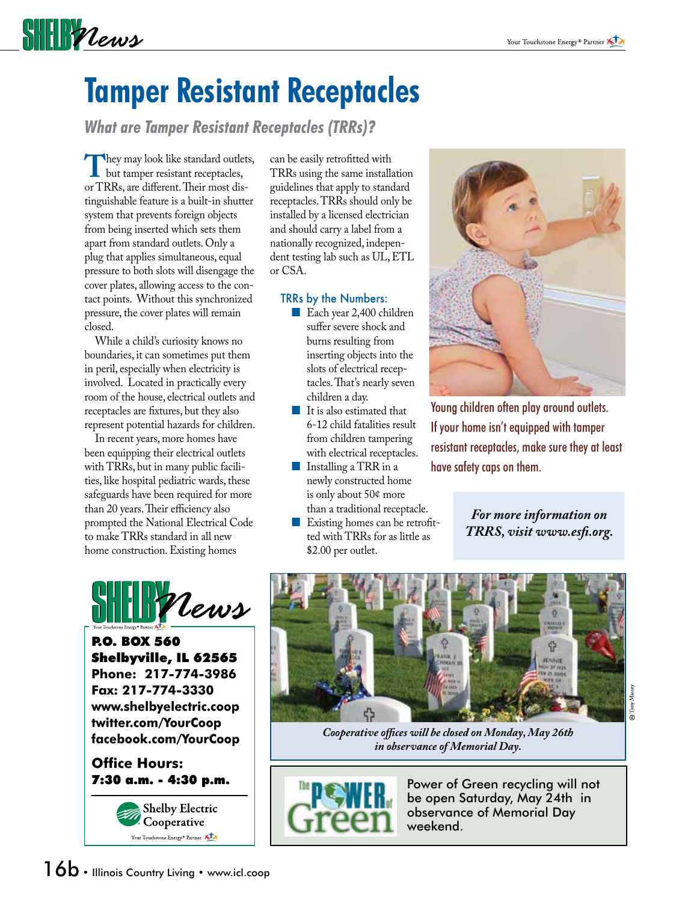# Tamper Resistant Receptacles

## What are Tamper Resistant Receptacles (TRRs)?

They may look like standard outlets, but tamper resistant receptacles, or TRRs, are different. Their most distinguishable feature is a built-in shutter system that prevents foreign objects from being inserted which sets them apart from standard outlets. Only a plug that applies simultaneous, equal pressure to both slots will disengage the cover plates, allowing access to the contact points. Without this synchronized pressure, the cover plates will remain closed.

While a child's curiosity knows no boundaries, it can sometimes put them in peril, especially when electricity is involved. Located in practically every room of the house, electrical outlets and receptacles are fixtures, but they also represent potential hazards for children.

In recent years, more homes have been equipping their electrical outlets with TRRs, but in many public facilities, like hospital pediatric wards, these safeguards have been required for more than 20 years. Their efficiency also prompted the National Electrical Code to make TRRs standard in all new home construction. Existing homes can be easily retrofitted with TRRs using the same installation guidelines that apply to standard receptacles. TRRs should only be installed by a licensed electrician and should carry a label from a nationally recognized, independent testing lab such as UL, ETL or CSA.

### TRRs by the Numbers:

- Each year 2,400 children suffer severe shock and burns resulting from inserting objects into the slots of electrical receptacles. That's nearly seven children a day.
- It is also estimated that 6-12 child fatalities result from children tampering with electrical receptacles.
- Installing a TRR in a newly constructed home is only about 50¢ more than a traditional receptacle.
- Existing homes can be retrofitted with TRRs for as little as $2.00 per outlet.

Young children often play around outlets. If your home isn't equipped with tamper resistant receptacles, make sure they at least have safety caps on them.

*For more information on TRRS, visit www.esfi.org.*

**SHELBY News**

**P.O. BOX 560**
**Shelbyville, IL 62565**
**Phone: 217-774-3986**
**Fax: 217-774-3330**
**www.shelbyelectric.coop**
**twitter.com/YourCoop**
**facebook.com/YourCoop**

**Office Hours:**
**7:30 a.m. - 4:30 p.m.**

Shelby Electric Cooperative
Your Touchstone Energy® Partner

© Tony Massey

*Cooperative offices will be closed on Monday, May 26th in observance of Memorial Day.*

The Power of Green

Power of Green recycling will not be open Saturday, May 24th in observance of Memorial Day weekend.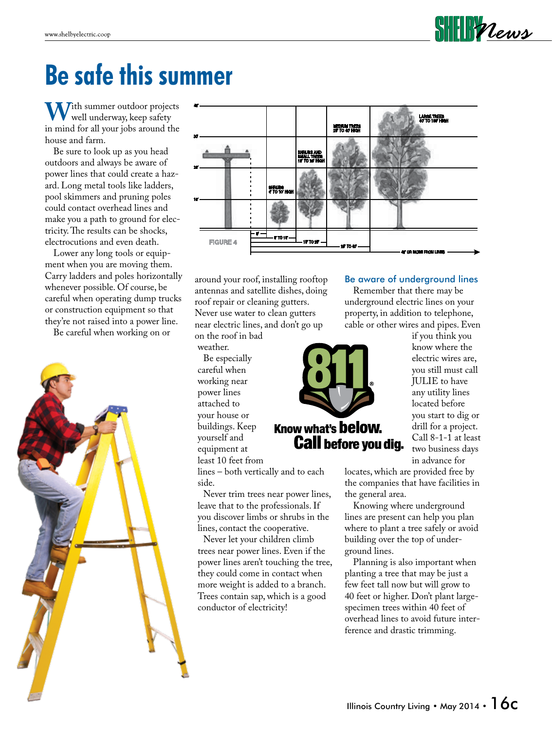# Be safe this summer

With summer outdoor projects well underway, keep safety in mind for all your jobs around the house and farm.

Be sure to look up as you head outdoors and always be aware of power lines that could create a hazard. Long metal tools like ladders, pool skimmers and pruning poles could contact overhead lines and make you a path to ground for electricity. The results can be shocks, electrocutions and even death.

Lower any long tools or equipment when you are moving them. Carry ladders and poles horizontally whenever possible. Of course, be careful when operating dump trucks or construction equipment so that they're not raised into a power line.

Be careful when working on or around your roof, installing rooftop antennas and satellite dishes, doing roof repair or cleaning gutters. Never use water to clean gutters near electric lines, and don't go up on the roof in bad weather.

Be especially careful when working near power lines attached to your house or buildings. Keep yourself and equipment at least 10 feet from lines – both vertically and to each side.

Never trim trees near power lines, leave that to the professionals. If you discover limbs or shrubs in the lines, contact the cooperative.

Never let your children climb trees near power lines. Even if the power lines aren't touching the tree, they could come in contact when more weight is added to a branch. Trees contain sap, which is a good conductor of electricity!

## Be aware of underground lines

Remember that there may be underground electric lines on your property, in addition to telephone, cable or other wires and pipes. Even if you think you know where the electric wires are, you still must call JULIE to have any utility lines located before you start to dig or drill for a project. Call 8-1-1 at least two business days in advance for locates, which are provided free by the companies that have facilities in the general area.

Knowing where underground lines are present can help you plan where to plant a tree safely or avoid building over the top of underground lines.

Planning is also important when planting a tree that may be just a few feet tall now but will grow to 40 feet or higher. Don't plant large-specimen trees within 40 feet of overhead lines to avoid future interference and drastic trimming.

811 Know what's **below.** **Call before you dig.**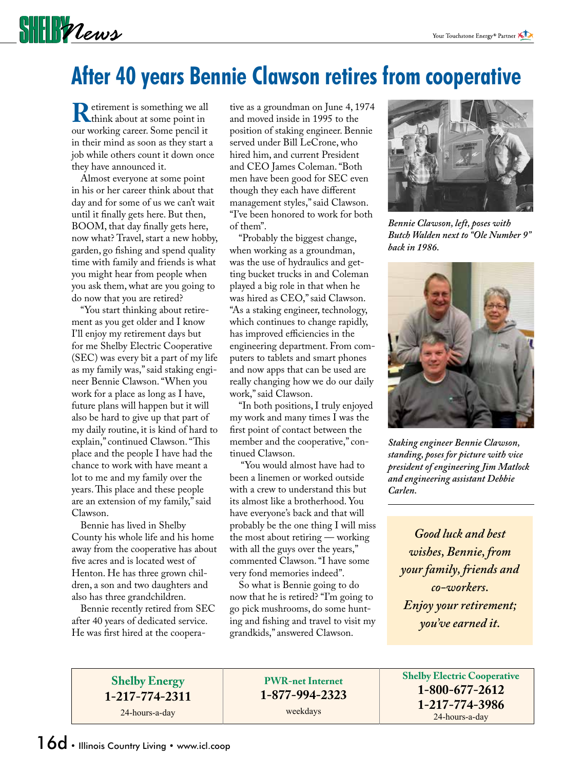# After 40 years Bennie Clawson retires from cooperative

Retirement is something we all think about at some point in our working career. Some pencil it in their mind as soon as they start a job while others count it down once they have announced it.

Almost everyone at some point in his or her career think about that day and for some of us we can't wait until it finally gets here. But then, BOOM, that day finally gets here, now what? Travel, start a new hobby, garden, go fishing and spend quality time with family and friends is what you might hear from people when you ask them, what are you going to do now that you are retired?

"You start thinking about retirement as you get older and I know I'll enjoy my retirement days but for me Shelby Electric Cooperative (SEC) was every bit a part of my life as my family was," said staking engineer Bennie Clawson. "When you work for a place as long as I have, future plans will happen but it will also be hard to give up that part of my daily routine, it is kind of hard to explain," continued Clawson. "This place and the people I have had the chance to work with have meant a lot to me and my family over the years. This place and these people are an extension of my family," said Clawson.

Bennie has lived in Shelby County his whole life and his home away from the cooperative has about five acres and is located west of Henton. He has three grown children, a son and two daughters and also has three grandchildren.

Bennie recently retired from SEC after 40 years of dedicated service. He was first hired at the cooperative as a groundman on June 4, 1974 and moved inside in 1995 to the position of staking engineer. Bennie served under Bill LeCrone, who hired him, and current President and CEO James Coleman. "Both men have been good for SEC even though they each have different management styles," said Clawson. "I've been honored to work for both of them".

"Probably the biggest change, when working as a groundman, was the use of hydraulics and getting bucket trucks in and Coleman played a big role in that when he was hired as CEO," said Clawson. "As a staking engineer, technology, which continues to change rapidly, has improved efficiencies in the engineering department. From computers to tablets and smart phones and now apps that can be used are really changing how we do our daily work," said Clawson.

"In both positions, I truly enjoyed my work and many times I was the first point of contact between the member and the cooperative," continued Clawson.

"You would almost have had to been a linemen or worked outside with a crew to understand this but its almost like a brotherhood. You have everyone's back and that will probably be the one thing I will miss the most about retiring — working with all the guys over the years," commented Clawson. "I have some very fond memories indeed".

So what is Bennie going to do now that he is retired? "I'm going to go pick mushrooms, do some hunting and fishing and travel to visit my grandkids," answered Clawson.

*Bennie Clawson, left, poses with Butch Walden next to "Ole Number 9" back in 1986.*

*Staking engineer Bennie Clawson, standing, poses for picture with vice president of engineering Jim Matlock and engineering assistant Debbie Carlen.*

*Good luck and best wishes, Bennie, from your family, friends and co-workers. Enjoy your retirement; you've earned it.*

| | | |
|---|---|---|
| **Shelby Energy** **1-217-774-2311** 24-hours-a-day | **PWR-net Internet** **1-877-994-2323** weekdays | **Shelby Electric Cooperative** **1-800-677-2612** **1-217-774-3986** 24-hours-a-day |